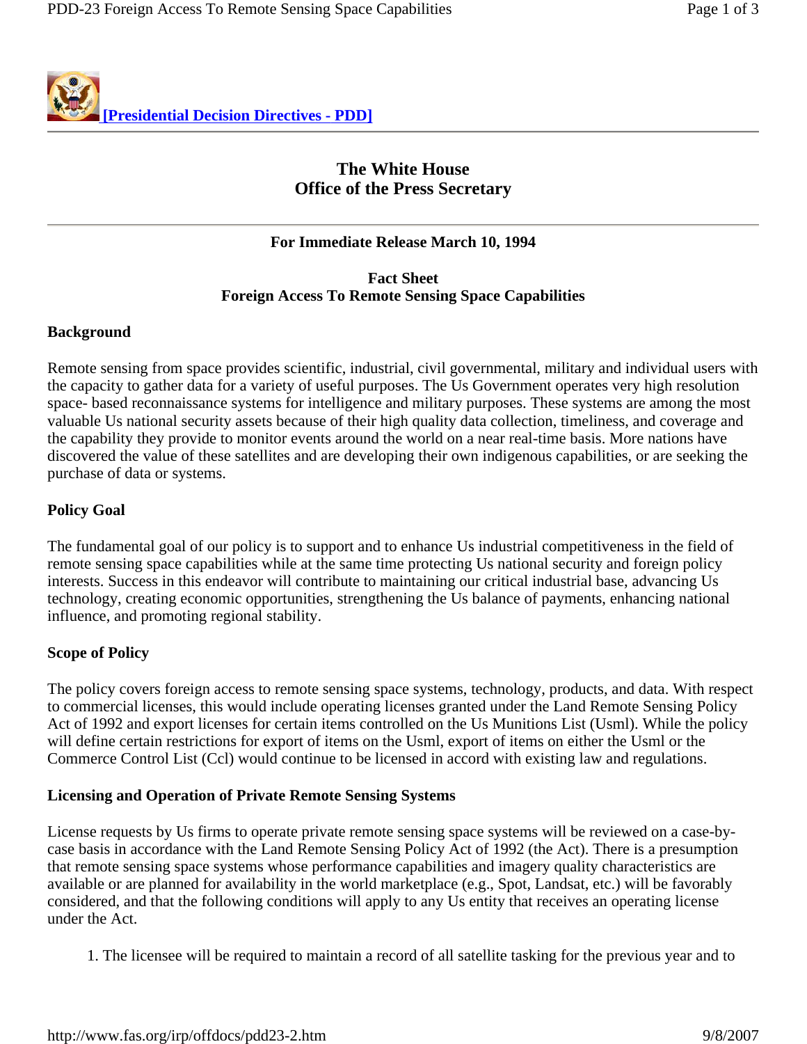[Presidential Decision Directives - PDD]

# The White House
# Office of the Press Secretary

**For Immediate Release March 10, 1994**

## Fact Sheet
## Foreign Access To Remote Sensing Space Capabilities

### Background

Remote sensing from space provides scientific, industrial, civil governmental, military and individual users with the capacity to gather data for a variety of useful purposes. The Us Government operates very high resolution space- based reconnaissance systems for intelligence and military purposes. These systems are among the most valuable Us national security assets because of their high quality data collection, timeliness, and coverage and the capability they provide to monitor events around the world on a near real-time basis. More nations have discovered the value of these satellites and are developing their own indigenous capabilities, or are seeking the purchase of data or systems.

### Policy Goal

The fundamental goal of our policy is to support and to enhance Us industrial competitiveness in the field of remote sensing space capabilities while at the same time protecting Us national security and foreign policy interests. Success in this endeavor will contribute to maintaining our critical industrial base, advancing Us technology, creating economic opportunities, strengthening the Us balance of payments, enhancing national influence, and promoting regional stability.

### Scope of Policy

The policy covers foreign access to remote sensing space systems, technology, products, and data. With respect to commercial licenses, this would include operating licenses granted under the Land Remote Sensing Policy Act of 1992 and export licenses for certain items controlled on the Us Munitions List (Usml). While the policy will define certain restrictions for export of items on the Usml, export of items on either the Usml or the Commerce Control List (Ccl) would continue to be licensed in accord with existing law and regulations.

### Licensing and Operation of Private Remote Sensing Systems

License requests by Us firms to operate private remote sensing space systems will be reviewed on a case-by-case basis in accordance with the Land Remote Sensing Policy Act of 1992 (the Act). There is a presumption that remote sensing space systems whose performance capabilities and imagery quality characteristics are available or are planned for availability in the world marketplace (e.g., Spot, Landsat, etc.) will be favorably considered, and that the following conditions will apply to any Us entity that receives an operating license under the Act.

1. The licensee will be required to maintain a record of all satellite tasking for the previous year and to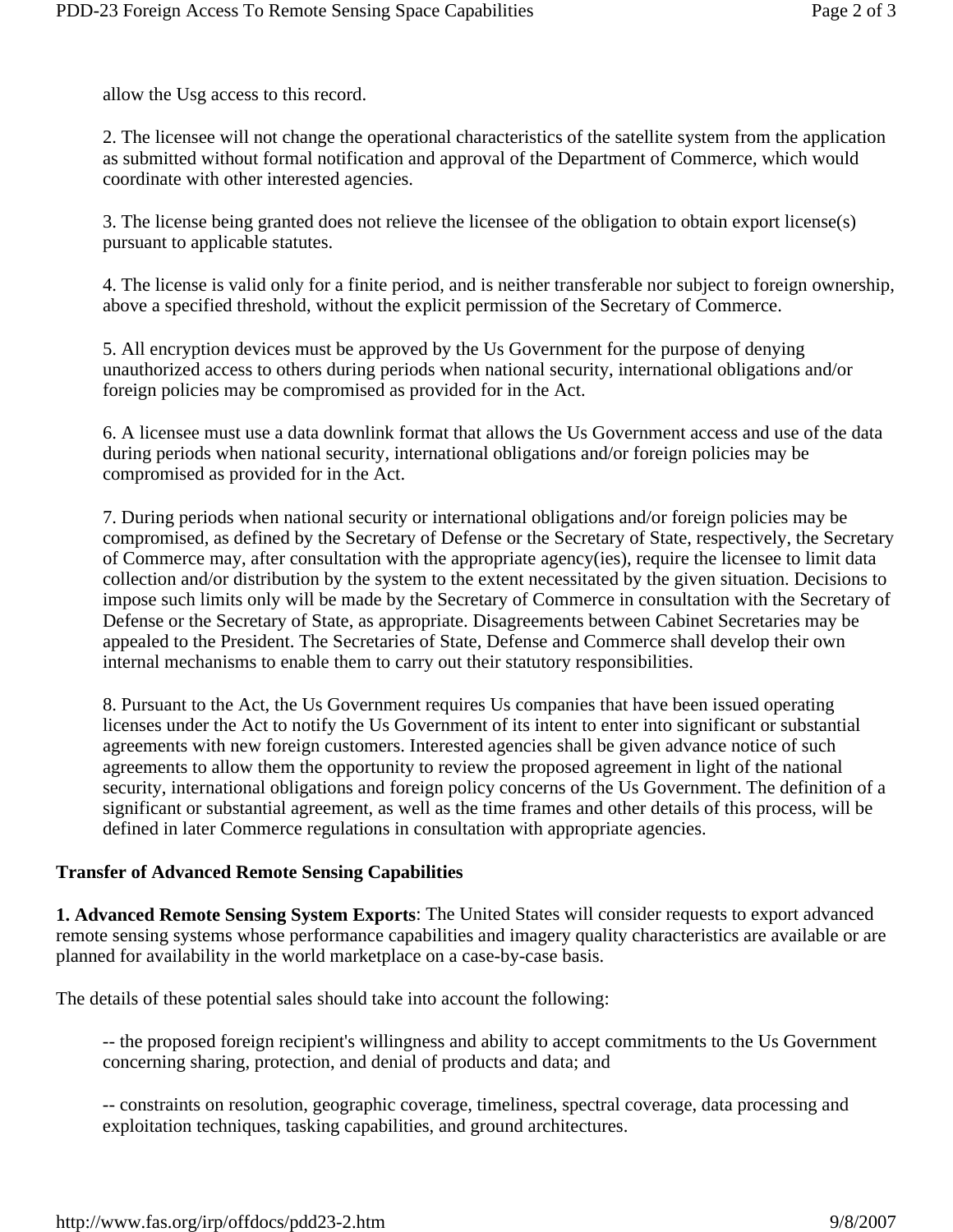allow the Usg access to this record.

2. The licensee will not change the operational characteristics of the satellite system from the application as submitted without formal notification and approval of the Department of Commerce, which would coordinate with other interested agencies.

3. The license being granted does not relieve the licensee of the obligation to obtain export license(s) pursuant to applicable statutes.

4. The license is valid only for a finite period, and is neither transferable nor subject to foreign ownership, above a specified threshold, without the explicit permission of the Secretary of Commerce.

5. All encryption devices must be approved by the Us Government for the purpose of denying unauthorized access to others during periods when national security, international obligations and/or foreign policies may be compromised as provided for in the Act.

6. A licensee must use a data downlink format that allows the Us Government access and use of the data during periods when national security, international obligations and/or foreign policies may be compromised as provided for in the Act.

7. During periods when national security or international obligations and/or foreign policies may be compromised, as defined by the Secretary of Defense or the Secretary of State, respectively, the Secretary of Commerce may, after consultation with the appropriate agency(ies), require the licensee to limit data collection and/or distribution by the system to the extent necessitated by the given situation. Decisions to impose such limits only will be made by the Secretary of Commerce in consultation with the Secretary of Defense or the Secretary of State, as appropriate. Disagreements between Cabinet Secretaries may be appealed to the President. The Secretaries of State, Defense and Commerce shall develop their own internal mechanisms to enable them to carry out their statutory responsibilities.

8. Pursuant to the Act, the Us Government requires Us companies that have been issued operating licenses under the Act to notify the Us Government of its intent to enter into significant or substantial agreements with new foreign customers. Interested agencies shall be given advance notice of such agreements to allow them the opportunity to review the proposed agreement in light of the national security, international obligations and foreign policy concerns of the Us Government. The definition of a significant or substantial agreement, as well as the time frames and other details of this process, will be defined in later Commerce regulations in consultation with appropriate agencies.

**Transfer of Advanced Remote Sensing Capabilities**

**1. Advanced Remote Sensing System Exports**: The United States will consider requests to export advanced remote sensing systems whose performance capabilities and imagery quality characteristics are available or are planned for availability in the world marketplace on a case-by-case basis.

The details of these potential sales should take into account the following:

-- the proposed foreign recipient's willingness and ability to accept commitments to the Us Government concerning sharing, protection, and denial of products and data; and

-- constraints on resolution, geographic coverage, timeliness, spectral coverage, data processing and exploitation techniques, tasking capabilities, and ground architectures.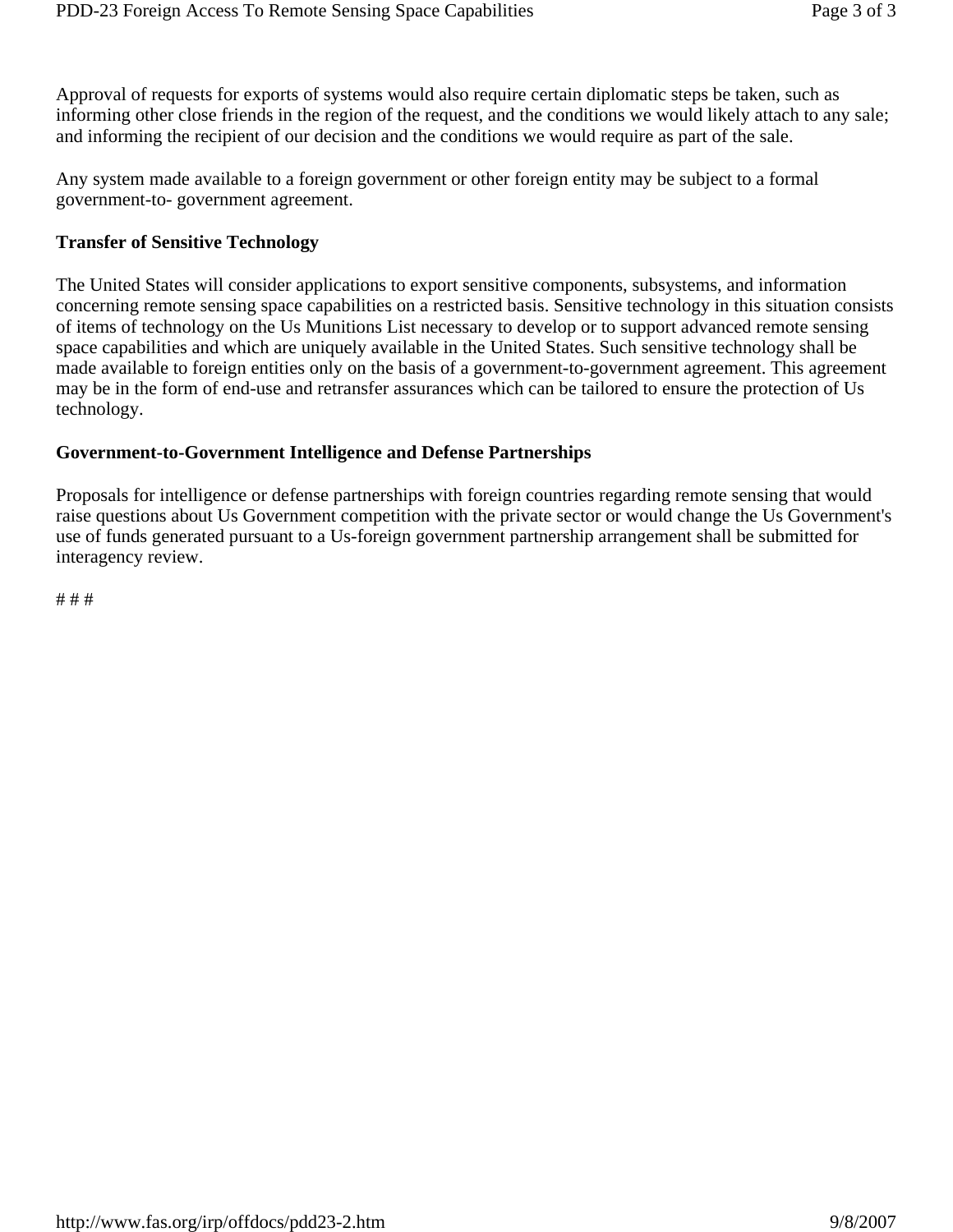Approval of requests for exports of systems would also require certain diplomatic steps be taken, such as informing other close friends in the region of the request, and the conditions we would likely attach to any sale; and informing the recipient of our decision and the conditions we would require as part of the sale.

Any system made available to a foreign government or other foreign entity may be subject to a formal government-to- government agreement.

**Transfer of Sensitive Technology**

The United States will consider applications to export sensitive components, subsystems, and information concerning remote sensing space capabilities on a restricted basis. Sensitive technology in this situation consists of items of technology on the Us Munitions List necessary to develop or to support advanced remote sensing space capabilities and which are uniquely available in the United States. Such sensitive technology shall be made available to foreign entities only on the basis of a government-to-government agreement. This agreement may be in the form of end-use and retransfer assurances which can be tailored to ensure the protection of Us technology.

**Government-to-Government Intelligence and Defense Partnerships**

Proposals for intelligence or defense partnerships with foreign countries regarding remote sensing that would raise questions about Us Government competition with the private sector or would change the Us Government's use of funds generated pursuant to a Us-foreign government partnership arrangement shall be submitted for interagency review.

# # #